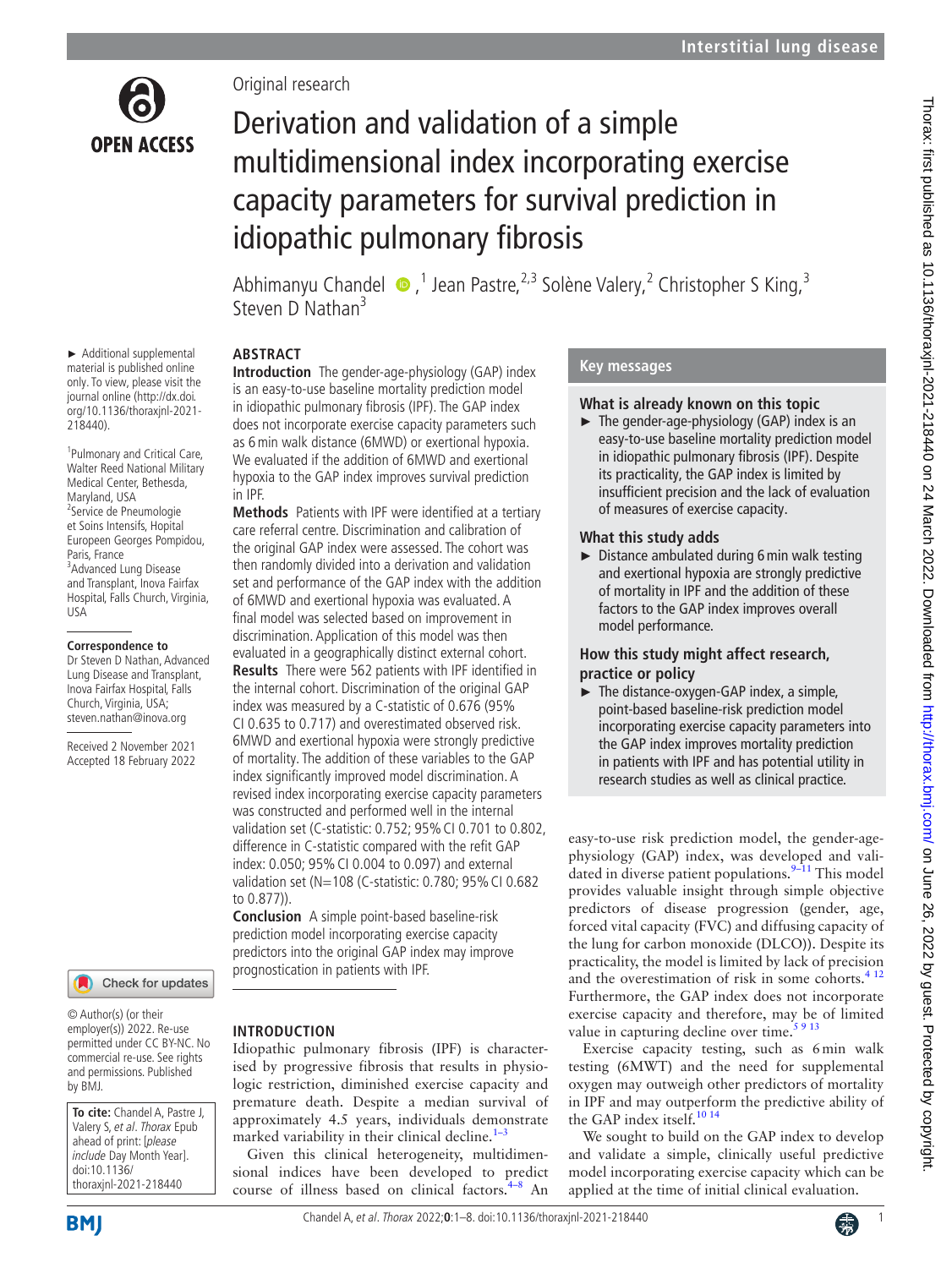Original research

# Derivation and validation of a simple multidimensional index incorporating exercise capacity parameters for survival prediction in idiopathic pulmonary fibrosis

Abhimanyu Chandel [1], Jean Pastre [2,3], Solène Valery [2], Christopher S King [3], Steven D Nathan [3]

► Additional supplemental material is published online only. To view, please visit the journal online (http://dx.doi.org/10.1136/thoraxjnl-2021-218440).

[1] Pulmonary and Critical Care, Walter Reed National Military Medical Center, Bethesda, Maryland, USA
[2] Service de Pneumologie et Soins Intensifs, Hopital Europeen Georges Pompidou, Paris, France
[3] Advanced Lung Disease and Transplant, Inova Fairfax Hospital, Falls Church, Virginia, USA

**Correspondence to**
Dr Steven D Nathan, Advanced Lung Disease and Transplant, Inova Fairfax Hospital, Falls Church, Virginia, USA; steven.nathan@inova.org

Received 2 November 2021
Accepted 18 February 2022

© Author(s) (or their employer(s)) 2022. Re-use permitted under CC BY-NC. No commercial re-use. See rights and permissions. Published by BMJ.

**To cite:** Chandel A, Pastre J, Valery S, *et al*. *Thorax* Epub ahead of print: [*please include* Day Month Year]. doi:10.1136/thoraxjnl-2021-218440

## ABSTRACT

**Introduction** The gender-age-physiology (GAP) index is an easy-to-use baseline mortality prediction model in idiopathic pulmonary fibrosis (IPF). The GAP index does not incorporate exercise capacity parameters such as 6 min walk distance (6MWD) or exertional hypoxia. We evaluated if the addition of 6MWD and exertional hypoxia to the GAP index improves survival prediction in IPF.

**Methods** Patients with IPF were identified at a tertiary care referral centre. Discrimination and calibration of the original GAP index were assessed. The cohort was then randomly divided into a derivation and validation set and performance of the GAP index with the addition of 6MWD and exertional hypoxia was evaluated. A final model was selected based on improvement in discrimination. Application of this model was then evaluated in a geographically distinct external cohort.

**Results** There were 562 patients with IPF identified in the internal cohort. Discrimination of the original GAP index was measured by a C-statistic of 0.676 (95% CI 0.635 to 0.717) and overestimated observed risk. 6MWD and exertional hypoxia were strongly predictive of mortality. The addition of these variables to the GAP index significantly improved model discrimination. A revised index incorporating exercise capacity parameters was constructed and performed well in the internal validation set (C-statistic: 0.752; 95% CI 0.701 to 0.802, difference in C-statistic compared with the refit GAP index: 0.050; 95% CI 0.004 to 0.097) and external validation set (N=108 (C-statistic: 0.780; 95% CI 0.682 to 0.877)).

**Conclusion** A simple point-based baseline-risk prediction model incorporating exercise capacity predictors into the original GAP index may improve prognostication in patients with IPF.

## Key messages

### What is already known on this topic

► The gender-age-physiology (GAP) index is an easy-to-use baseline mortality prediction model in idiopathic pulmonary fibrosis (IPF). Despite its practicality, the GAP index is limited by insufficient precision and the lack of evaluation of measures of exercise capacity.

### What this study adds

► Distance ambulated during 6 min walk testing and exertional hypoxia are strongly predictive of mortality in IPF and the addition of these factors to the GAP index improves overall model performance.

### How this study might affect research, practice or policy

► The distance-oxygen-GAP index, a simple, point-based baseline-risk prediction model incorporating exercise capacity parameters into the GAP index improves mortality prediction in patients with IPF and has potential utility in research studies as well as clinical practice.

## INTRODUCTION

Idiopathic pulmonary fibrosis (IPF) is characterised by progressive fibrosis that results in physiologic restriction, diminished exercise capacity and premature death. Despite a median survival of approximately 4.5 years, individuals demonstrate marked variability in their clinical decline.[1–3]

Given this clinical heterogeneity, multidimensional indices have been developed to predict course of illness based on clinical factors.[4–8] An easy-to-use risk prediction model, the gender-age-physiology (GAP) index, was developed and validated in diverse patient populations.[9–11] This model provides valuable insight through simple objective predictors of disease progression (gender, age, forced vital capacity (FVC) and diffusing capacity of the lung for carbon monoxide (DLCO)). Despite its practicality, the model is limited by lack of precision and the overestimation of risk in some cohorts.[4,12] Furthermore, the GAP index does not incorporate exercise capacity and therefore, may be of limited value in capturing decline over time.[5,9,13]

Exercise capacity testing, such as 6 min walk testing (6MWT) and the need for supplemental oxygen may outweigh other predictors of mortality in IPF and may outperform the predictive ability of the GAP index itself.[10,14]

We sought to build on the GAP index to develop and validate a simple, clinically useful predictive model incorporating exercise capacity which can be applied at the time of initial clinical evaluation.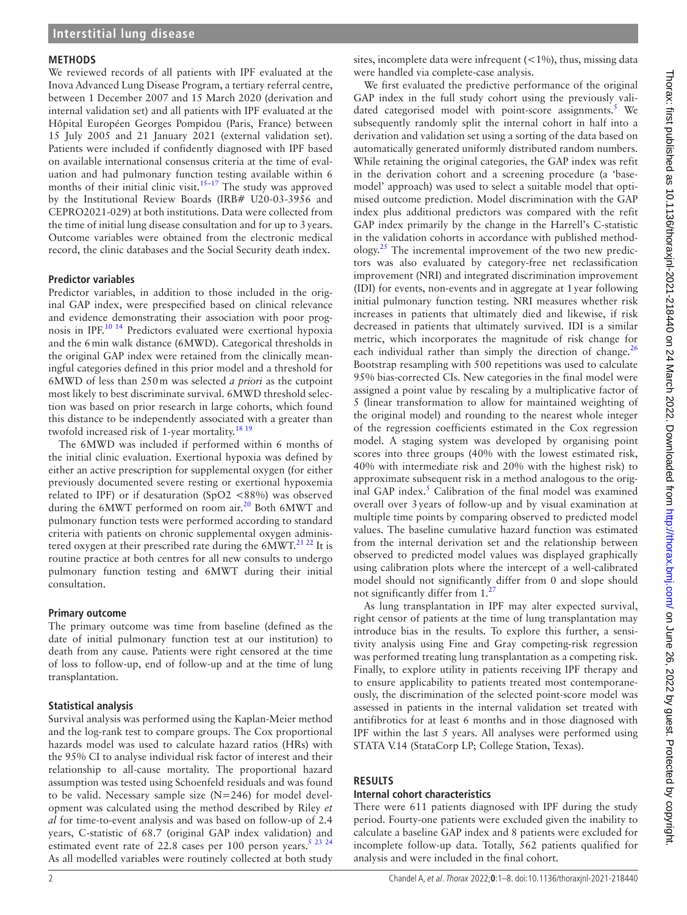## METHODS

We reviewed records of all patients with IPF evaluated at the Inova Advanced Lung Disease Program, a tertiary referral centre, between 1 December 2007 and 15 March 2020 (derivation and internal validation set) and all patients with IPF evaluated at the Hôpital Européen Georges Pompidou (Paris, France) between 15 July 2005 and 21 January 2021 (external validation set). Patients were included if confidently diagnosed with IPF based on available international consensus criteria at the time of evaluation and had pulmonary function testing available within 6 months of their initial clinic visit.[15–17] The study was approved by the Institutional Review Boards (IRB# U20-03-3956 and CEPRO2021-029) at both institutions. Data were collected from the time of initial lung disease consultation and for up to 3 years. Outcome variables were obtained from the electronic medical record, the clinic databases and the Social Security death index.

### Predictor variables

Predictor variables, in addition to those included in the original GAP index, were prespecified based on clinical relevance and evidence demonstrating their association with poor prognosis in IPF.[10 14] Predictors evaluated were exertional hypoxia and the 6 min walk distance (6MWD). Categorical thresholds in the original GAP index were retained from the clinically meaningful categories defined in this prior model and a threshold for 6MWD of less than 250 m was selected *a priori* as the cutpoint most likely to best discriminate survival. 6MWD threshold selection was based on prior research in large cohorts, which found this distance to be independently associated with a greater than twofold increased risk of 1-year mortality.[18 19]

The 6MWD was included if performed within 6 months of the initial clinic evaluation. Exertional hypoxia was defined by either an active prescription for supplemental oxygen (for either previously documented severe resting or exertional hypoxemia related to IPF) or if desaturation ($SpO_2$ <88%) was observed during the 6MWT performed on room air.[20] Both 6MWT and pulmonary function tests were performed according to standard criteria with patients on chronic supplemental oxygen administered oxygen at their prescribed rate during the 6MWT.[21 22] It is routine practice at both centres for all new consults to undergo pulmonary function testing and 6MWT during their initial consultation.

### Primary outcome

The primary outcome was time from baseline (defined as the date of initial pulmonary function test at our institution) to death from any cause. Patients were right censored at the time of loss to follow-up, end of follow-up and at the time of lung transplantation.

### Statistical analysis

Survival analysis was performed using the Kaplan-Meier method and the log-rank test to compare groups. The Cox proportional hazards model was used to calculate hazard ratios (HRs) with the 95% CI to analyse individual risk factor of interest and their relationship to all-cause mortality. The proportional hazard assumption was tested using Schoenfeld residuals and was found to be valid. Necessary sample size (N=246) for model development was calculated using the method described by Riley *et al* for time-to-event analysis and was based on follow-up of 2.4 years, C-statistic of 68.7 (original GAP index validation) and estimated event rate of 22.8 cases per 100 person years.[5 23 24] As all modelled variables were routinely collected at both study sites, incomplete data were infrequent (<1%), thus, missing data were handled via complete-case analysis.

We first evaluated the predictive performance of the original GAP index in the full study cohort using the previously validated categorised model with point-score assignments.[5] We subsequently randomly split the internal cohort in half into a derivation and validation set using a sorting of the data based on automatically generated uniformly distributed random numbers. While retaining the original categories, the GAP index was refit in the derivation cohort and a screening procedure (a 'base-model' approach) was used to select a suitable model that optimised outcome prediction. Model discrimination with the GAP index plus additional predictors was compared with the refit GAP index primarily by the change in the Harrell's C-statistic in the validation cohorts in accordance with published methodology.[25] The incremental improvement of the two new predictors was also evaluated by category-free net reclassification improvement (NRI) and integrated discrimination improvement (IDI) for events, non-events and in aggregate at 1 year following initial pulmonary function testing. NRI measures whether risk increases in patients that ultimately died and likewise, if risk decreased in patients that ultimately survived. IDI is a similar metric, which incorporates the magnitude of risk change for each individual rather than simply the direction of change.[26] Bootstrap resampling with 500 repetitions was used to calculate 95% bias-corrected CIs. New categories in the final model were assigned a point value by rescaling by a multiplicative factor of 5 (linear transformation to allow for maintained weighting of the original model) and rounding to the nearest whole integer of the regression coefficients estimated in the Cox regression model. A staging system was developed by organising point scores into three groups (40% with the lowest estimated risk, 40% with intermediate risk and 20% with the highest risk) to approximate subsequent risk in a method analogous to the original GAP index.[5] Calibration of the final model was examined overall over 3 years of follow-up and by visual examination at multiple time points by comparing observed to predicted model values. The baseline cumulative hazard function was estimated from the internal derivation set and the relationship between observed to predicted model values was displayed graphically using calibration plots where the intercept of a well-calibrated model should not significantly differ from 0 and slope should not significantly differ from 1.[27]

As lung transplantation in IPF may alter expected survival, right censor of patients at the time of lung transplantation may introduce bias in the results. To explore this further, a sensitivity analysis using Fine and Gray competing-risk regression was performed treating lung transplantation as a competing risk. Finally, to explore utility in patients receiving IPF therapy and to ensure applicability to patients treated most contemporaneously, the discrimination of the selected point-score model was assessed in patients in the internal validation set treated with antifibrotics for at least 6 months and in those diagnosed with IPF within the last 5 years. All analyses were performed using STATA V.14 (StataCorp LP; College Station, Texas).

## RESULTS

### Internal cohort characteristics

There were 611 patients diagnosed with IPF during the study period. Fourty-one patients were excluded given the inability to calculate a baseline GAP index and 8 patients were excluded for incomplete follow-up data. Totally, 562 patients qualified for analysis and were included in the final cohort.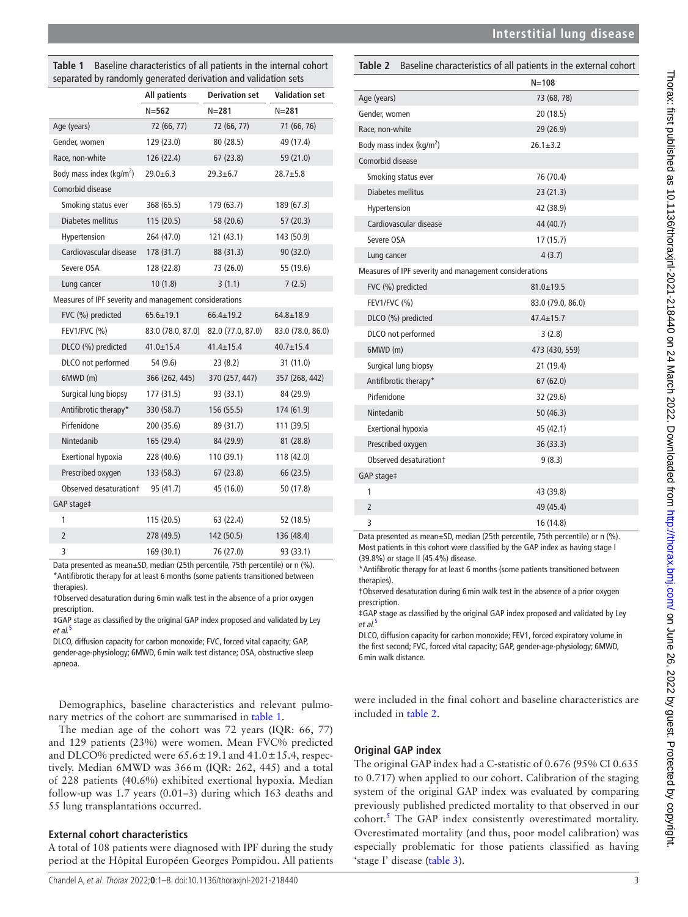**Table 1** Baseline characteristics of all patients in the internal cohort separated by randomly generated derivation and validation sets

| | All patients | Derivation set | Validation set |
|---|---|---|---|
| | **N=562** | N=**281** | N=**281** |
| Age (years) | 72 (66, 77) | 72 (66, 77) | 71 (66, 76) |
| Gender, women | 129 (23.0) | 80 (28.5) | 49 (17.4) |
| Race, non-white | 126 (22.4) | 67 (23.8) | 59 (21.0) |
| Body mass index (kg/m$^2$) | 29.0±6.3 | 29.3±6.7 | 28.7±5.8 |
| Comorbid disease | | | |
| Smoking status ever | 368 (65.5) | 179 (63.7) | 189 (67.3) |
| Diabetes mellitus | 115 (20.5) | 58 (20.6) | 57 (20.3) |
| Hypertension | 264 (47.0) | 121 (43.1) | 143 (50.9) |
| Cardiovascular disease | 178 (31.7) | 88 (31.3) | 90 (32.0) |
| Severe OSA | 128 (22.8) | 73 (26.0) | 55 (19.6) |
| Lung cancer | 10 (1.8) | 3 (1.1) | 7 (2.5) |
| Measures of IPF severity and management considerations | | | |
| FVC (%) predicted | 65.6±19.1 | 66.4±19.2 | 64.8±18.9 |
| FEV1/FVC (%) | 83.0 (78.0, 87.0) | 82.0 (77.0, 87.0) | 83.0 (78.0, 86.0) |
| DLCO (%) predicted | 41.0±15.4 | 41.4±15.4 | 40.7±15.4 |
| DLCO not performed | 54 (9.6) | 23 (8.2) | 31 (11.0) |
| 6MWD (m) | 366 (262, 445) | 370 (257, 447) | 357 (268, 442) |
| Surgical lung biopsy | 177 (31.5) | 93 (33.1) | 84 (29.9) |
| Antifibrotic therapy* | 330 (58.7) | 156 (55.5) | 174 (61.9) |
| Pirfenidone | 200 (35.6) | 89 (31.7) | 111 (39.5) |
| Nintedanib | 165 (29.4) | 84 (29.9) | 81 (28.8) |
| Exertional hypoxia | 228 (40.6) | 110 (39.1) | 118 (42.0) |
| Prescribed oxygen | 133 (58.3) | 67 (23.8) | 66 (23.5) |
| Observed desaturation† | 95 (41.7) | 45 (16.0) | 50 (17.8) |
| GAP stage‡ | | | |
| 1 | 115 (20.5) | 63 (22.4) | 52 (18.5) |
| 2 | 278 (49.5) | 142 (50.5) | 136 (48.4) |
| 3 | 169 (30.1) | 76 (27.0) | 93 (33.1) |

Data presented as mean±SD, median (25th percentile, 75th percentile) or n (%).
*Antifibrotic therapy for at least 6 months (some patients transitioned between therapies).
†Observed desaturation during 6 min walk test in the absence of a prior oxygen prescription.
‡GAP stage as classified by the original GAP index proposed and validated by Ley *et al*.[5]
DLCO, diffusion capacity for carbon monoxide; FVC, forced vital capacity; GAP, gender-age-physiology; 6MWD, 6 min walk test distance; OSA, obstructive sleep apnoea.

Demographics, baseline characteristics and relevant pulmonary metrics of the cohort are summarised in table 1.

The median age of the cohort was 72 years (IQR: 66, 77) and 129 patients (23%) were women. Mean FVC% predicted and DLCO% predicted were 65.6±19.1 and 41.0±15.4, respectively. Median 6MWD was 366 m (IQR: 262, 445) and a total of 228 patients (40.6%) exhibited exertional hypoxia. Median follow-up was 1.7 years (0.01–3) during which 163 deaths and 55 lung transplantations occurred.

### External cohort characteristics

A total of 108 patients were diagnosed with IPF during the study period at the Hôpital Européen Georges Pompidou. All patients were included in the final cohort and baseline characteristics are included in table 2.

**Table 2** Baseline characteristics of all patients in the external cohort

| | N=108 |
|---|---|
| Age (years) | 73 (68, 78) |
| Gender, women | 20 (18.5) |
| Race, non-white | 29 (26.9) |
| Body mass index (kg/m$^2$) | 26.1±3.2 |
| Comorbid disease | |
| Smoking status ever | 76 (70.4) |
| Diabetes mellitus | 23 (21.3) |
| Hypertension | 42 (38.9) |
| Cardiovascular disease | 44 (40.7) |
| Severe OSA | 17 (15.7) |
| Lung cancer | 4 (3.7) |
| Measures of IPF severity and management considerations | |
| FVC (%) predicted | 81.0±19.5 |
| FEV1/FVC (%) | 83.0 (79.0, 86.0) |
| DLCO (%) predicted | 47.4±15.7 |
| DLCO not performed | 3 (2.8) |
| 6MWD (m) | 473 (430, 559) |
| Surgical lung biopsy | 21 (19.4) |
| Antifibrotic therapy* | 67 (62.0) |
| Pirfenidone | 32 (29.6) |
| Nintedanib | 50 (46.3) |
| Exertional hypoxia | 45 (42.1) |
| Prescribed oxygen | 36 (33.3) |
| Observed desaturation† | 9 (8.3) |
| GAP stage‡ | |
| 1 | 43 (39.8) |
| 2 | 49 (45.4) |
| 3 | 16 (14.8) |

Data presented as mean±SD, median (25th percentile, 75th percentile) or n (%).
Most patients in this cohort were classified by the GAP index as having stage I (39.8%) or stage II (45.4%) disease.
*Antifibrotic therapy for at least 6 months (some patients transitioned between therapies).
†Observed desaturation during 6 min walk test in the absence of a prior oxygen prescription.
‡GAP stage as classified by the original GAP index proposed and validated by Ley *et al*.[5]
DLCO, diffusion capacity for carbon monoxide; FEV1, forced expiratory volume in the first second; FVC, forced vital capacity; GAP, gender-age-physiology; 6MWD, 6 min walk distance.

### Original GAP index

The original GAP index had a C-statistic of 0.676 (95% CI 0.635 to 0.717) when applied to our cohort. Calibration of the staging system of the original GAP index was evaluated by comparing previously published predicted mortality to that observed in our cohort.[5] The GAP index consistently overestimated mortality. Overestimated mortality (and thus, poor model calibration) was especially problematic for those patients classified as having 'stage I' disease (table 3).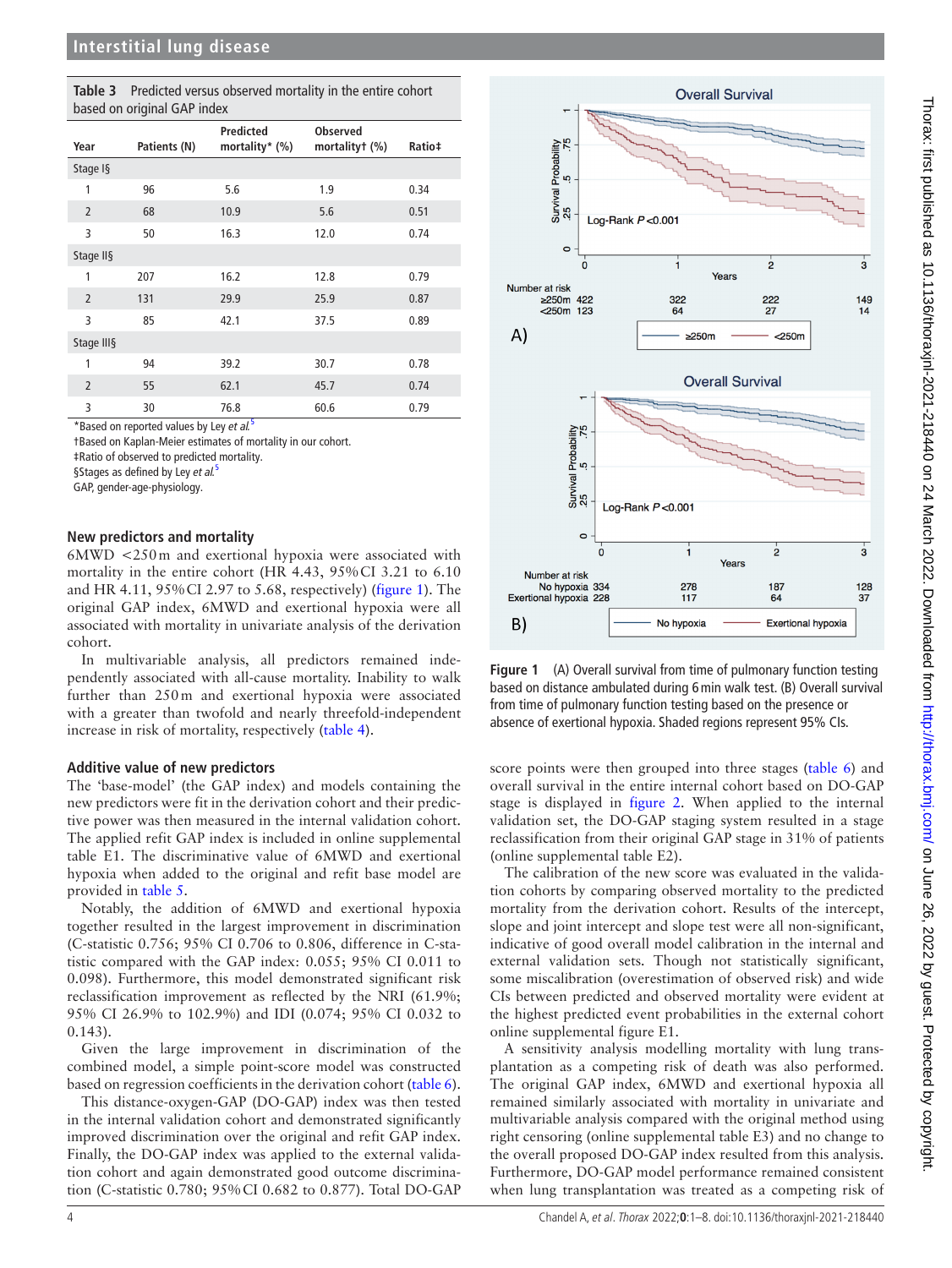**Table 3** Predicted versus observed mortality in the entire cohort based on original GAP index

| Year | Patients (N) | Predicted mortality* (%) | Observed mortality† (%) | Ratio‡ |
|---|---|---|---|---|
| Stage I§ | | | | |
| 1 | 96 | 5.6 | 1.9 | 0.34 |
| 2 | 68 | 10.9 | 5.6 | 0.51 |
| 3 | 50 | 16.3 | 12.0 | 0.74 |
| Stage II§ | | | | |
| 1 | 207 | 16.2 | 12.8 | 0.79 |
| 2 | 131 | 29.9 | 25.9 | 0.87 |
| 3 | 85 | 42.1 | 37.5 | 0.89 |
| Stage III§ | | | | |
| 1 | 94 | 39.2 | 30.7 | 0.78 |
| 2 | 55 | 62.1 | 45.7 | 0.74 |
| 3 | 30 | 76.8 | 60.6 | 0.79 |

*Based on reported values by Ley *et al.*[5]
†Based on Kaplan-Meier estimates of mortality in our cohort.
‡Ratio of observed to predicted mortality.
§Stages as defined by Ley *et al.*[5]
GAP, gender-age-physiology.

### New predictors and mortality

6MWD <250 m and exertional hypoxia were associated with mortality in the entire cohort (HR 4.43, 95% CI 3.21 to 6.10 and HR 4.11, 95% CI 2.97 to 5.68, respectively) (figure 1). The original GAP index, 6MWD and exertional hypoxia were all associated with mortality in univariate analysis of the derivation cohort.

In multivariable analysis, all predictors remained independently associated with all-cause mortality. Inability to walk further than 250 m and exertional hypoxia were associated with a greater than twofold and nearly threefold-independent increase in risk of mortality, respectively (table 4).

### Additive value of new predictors

The 'base-model' (the GAP index) and models containing the new predictors were fit in the derivation cohort and their predictive power was then measured in the internal validation cohort. The applied refit GAP index is included in online supplemental table E1. The discriminative value of 6MWD and exertional hypoxia when added to the original and refit base model are provided in table 5.

Notably, the addition of 6MWD and exertional hypoxia together resulted in the largest improvement in discrimination (C-statistic 0.756; 95% CI 0.706 to 0.806, difference in C-statistic compared with the GAP index: 0.055; 95% CI 0.011 to 0.098). Furthermore, this model demonstrated significant risk reclassification improvement as reflected by the NRI (61.9%; 95% CI 26.9% to 102.9%) and IDI (0.074; 95% CI 0.032 to 0.143).

Given the large improvement in discrimination of the combined model, a simple point-score model was constructed based on regression coefficients in the derivation cohort (table 6).

This distance-oxygen-GAP (DO-GAP) index was then tested in the internal validation cohort and demonstrated significantly improved discrimination over the original and refit GAP index. Finally, the DO-GAP index was applied to the external validation cohort and again demonstrated good outcome discrimination (C-statistic 0.780; 95% CI 0.682 to 0.877). Total DO-GAP score points were then grouped into three stages (table 6) and overall survival in the entire internal cohort based on DO-GAP stage is displayed in figure 2. When applied to the internal validation set, the DO-GAP staging system resulted in a stage reclassification from their original GAP stage in 31% of patients (online supplemental table E2).

**Figure 1** (A) Overall survival from time of pulmonary function testing based on distance ambulated during 6 min walk test. (B) Overall survival from time of pulmonary function testing based on the presence or absence of exertional hypoxia. Shaded regions represent 95% CIs.

The calibration of the new score was evaluated in the validation cohorts by comparing observed mortality to the predicted mortality from the derivation cohort. Results of the intercept, slope and joint intercept and slope test were all non-significant, indicative of good overall model calibration in the internal and external validation sets. Though not statistically significant, some miscalibration (overestimation of observed risk) and wide CIs between predicted and observed mortality were evident at the highest predicted event probabilities in the external cohort online supplemental figure E1.

A sensitivity analysis modelling mortality with lung transplantation as a competing risk of death was also performed. The original GAP index, 6MWD and exertional hypoxia all remained similarly associated with mortality in univariate and multivariable analysis compared with the original method using right censoring (online supplemental table E3) and no change to the overall proposed DO-GAP index resulted from this analysis. Furthermore, DO-GAP model performance remained consistent when lung transplantation was treated as a competing risk of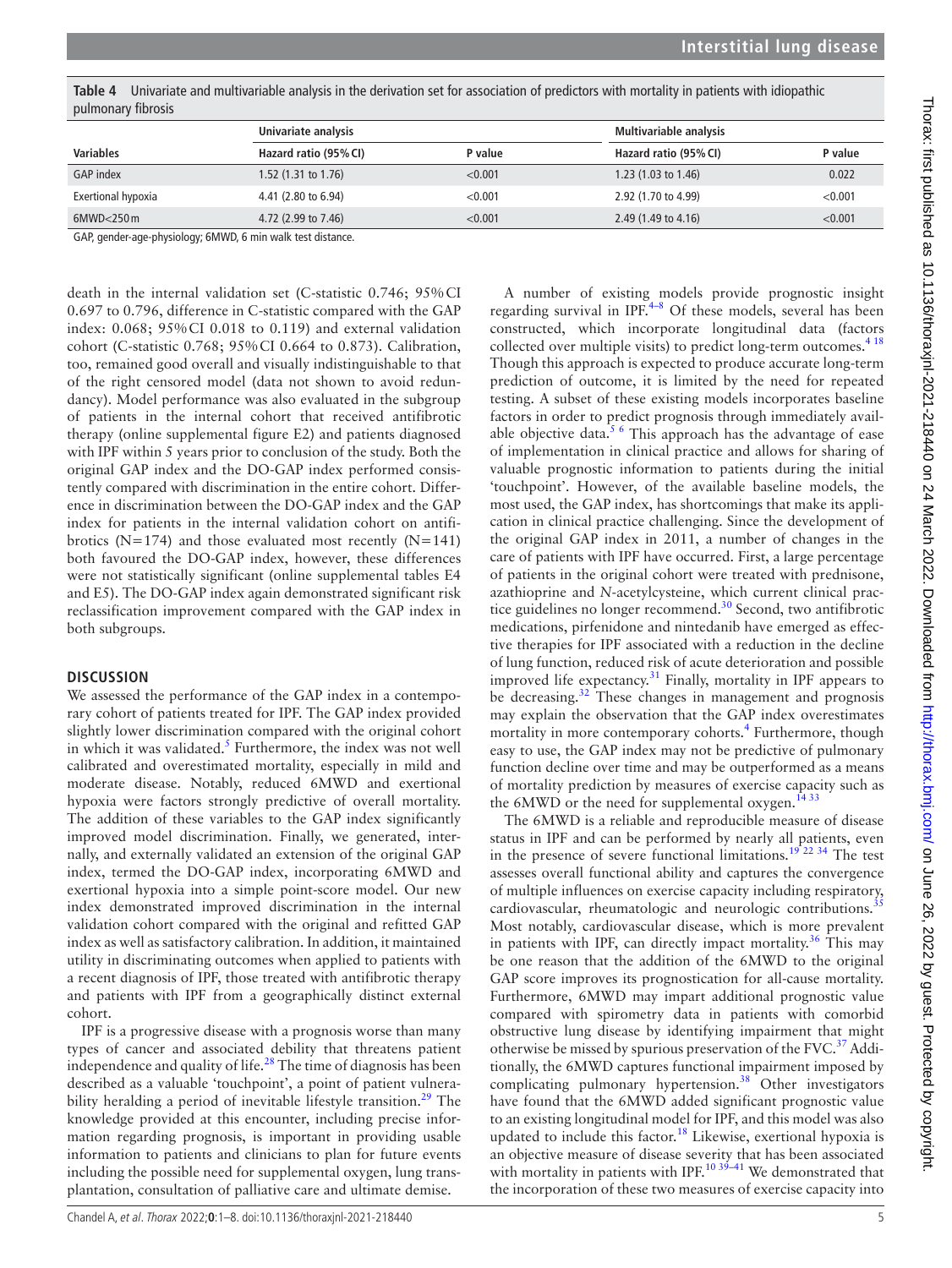**Table 4** Univariate and multivariable analysis in the derivation set for association of predictors with mortality in patients with idiopathic pulmonary fibrosis

| | Univariate analysis | | Multivariable analysis | |
|---|---|---|---|---|
| **Variables** | **Hazard ratio (95% CI)** | **P value** | **Hazard ratio (95% CI)** | **P value** |
| GAP index | 1.52 (1.31 to 1.76) | <0.001 | 1.23 (1.03 to 1.46) | 0.022 |
| Exertional hypoxia | 4.41 (2.80 to 6.94) | <0.001 | 2.92 (1.70 to 4.99) | <0.001 |
| 6MWD<250 m | 4.72 (2.99 to 7.46) | <0.001 | 2.49 (1.49 to 4.16) | <0.001 |

GAP, gender-age-physiology; 6MWD, 6 min walk test distance.

death in the internal validation set (C-statistic 0.746; 95% CI 0.697 to 0.796, difference in C-statistic compared with the GAP index: 0.068; 95% CI 0.018 to 0.119) and external validation cohort (C-statistic 0.768; 95% CI 0.664 to 0.873). Calibration, too, remained good overall and visually indistinguishable to that of the right censored model (data not shown to avoid redundancy). Model performance was also evaluated in the subgroup of patients in the internal cohort that received antifibrotic therapy (online supplemental figure E2) and patients diagnosed with IPF within 5 years prior to conclusion of the study. Both the original GAP index and the DO-GAP index performed consistently compared with discrimination in the entire cohort. Difference in discrimination between the DO-GAP index and the GAP index for patients in the internal validation cohort on antifibrotics (N=174) and those evaluated most recently (N=141) both favoured the DO-GAP index, however, these differences were not statistically significant (online supplemental tables E4 and E5). The DO-GAP index again demonstrated significant risk reclassification improvement compared with the GAP index in both subgroups.

## DISCUSSION

We assessed the performance of the GAP index in a contemporary cohort of patients treated for IPF. The GAP index provided slightly lower discrimination compared with the original cohort in which it was validated.[5] Furthermore, the index was not well calibrated and overestimated mortality, especially in mild and moderate disease. Notably, reduced 6MWD and exertional hypoxia were factors strongly predictive of overall mortality. The addition of these variables to the GAP index significantly improved model discrimination. Finally, we generated, internally, and externally validated an extension of the original GAP index, termed the DO-GAP index, incorporating 6MWD and exertional hypoxia into a simple point-score model. Our new index demonstrated improved discrimination in the internal validation cohort compared with the original and refitted GAP index as well as satisfactory calibration. In addition, it maintained utility in discriminating outcomes when applied to patients with a recent diagnosis of IPF, those treated with antifibrotic therapy and patients with IPF from a geographically distinct external cohort.

IPF is a progressive disease with a prognosis worse than many types of cancer and associated debility that threatens patient independence and quality of life.[28] The time of diagnosis has been described as a valuable 'touchpoint', a point of patient vulnerability heralding a period of inevitable lifestyle transition.[29] The knowledge provided at this encounter, including precise information regarding prognosis, is important in providing usable information to patients and clinicians to plan for future events including the possible need for supplemental oxygen, lung transplantation, consultation of palliative care and ultimate demise.

A number of existing models provide prognostic insight regarding survival in IPF.[4–8] Of these models, several has been constructed, which incorporate longitudinal data (factors collected over multiple visits) to predict long-term outcomes.[4,18] Though this approach is expected to produce accurate long-term prediction of outcome, it is limited by the need for repeated testing. A subset of these existing models incorporates baseline factors in order to predict prognosis through immediately available objective data.[5,6] This approach has the advantage of ease of implementation in clinical practice and allows for sharing of valuable prognostic information to patients during the initial 'touchpoint'. However, of the available baseline models, the most used, the GAP index, has shortcomings that make its application in clinical practice challenging. Since the development of the original GAP index in 2011, a number of changes in the care of patients with IPF have occurred. First, a large percentage of patients in the original cohort were treated with prednisone, azathioprine and *N*-acetylcysteine, which current clinical practice guidelines no longer recommend.[30] Second, two antifibrotic medications, pirfenidone and nintedanib have emerged as effective therapies for IPF associated with a reduction in the decline of lung function, reduced risk of acute deterioration and possible improved life expectancy.[31] Finally, mortality in IPF appears to be decreasing.[32] These changes in management and prognosis may explain the observation that the GAP index overestimates mortality in more contemporary cohorts.[4] Furthermore, though easy to use, the GAP index may not be predictive of pulmonary function decline over time and may be outperformed as a means of mortality prediction by measures of exercise capacity such as the 6MWD or the need for supplemental oxygen.[14,33]

The 6MWD is a reliable and reproducible measure of disease status in IPF and can be performed by nearly all patients, even in the presence of severe functional limitations.[19,22,34] The test assesses overall functional ability and captures the convergence of multiple influences on exercise capacity including respiratory, cardiovascular, rheumatologic and neurologic contributions.[35] Most notably, cardiovascular disease, which is more prevalent in patients with IPF, can directly impact mortality.[36] This may be one reason that the addition of the 6MWD to the original GAP score improves its prognostication for all-cause mortality. Furthermore, 6MWD may impart additional prognostic value compared with spirometry data in patients with comorbid obstructive lung disease by identifying impairment that might otherwise be missed by spurious preservation of the FVC.[37] Additionally, the 6MWD captures functional impairment imposed by complicating pulmonary hypertension.[38] Other investigators have found that the 6MWD added significant prognostic value to an existing longitudinal model for IPF, and this model was also updated to include this factor.[18] Likewise, exertional hypoxia is an objective measure of disease severity that has been associated with mortality in patients with IPF.[10,39–41] We demonstrated that the incorporation of these two measures of exercise capacity into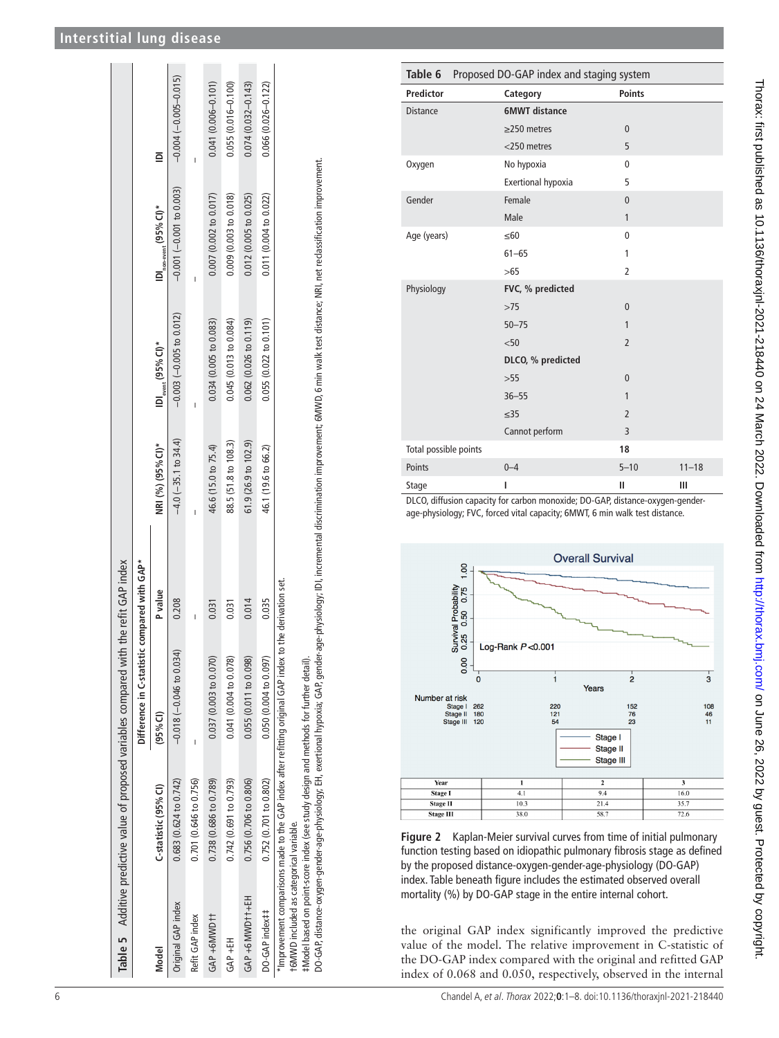**Table 5** Additive predictive value of proposed variables compared with the refit GAP index

| Model | C-statistic (95% CI) | Difference in C-statistic compared with GAP* (95% CI) | P value | NRI (%) (95% CI)* | $IDI_{event}$ (95% CI)* | $IDI_{non-event}$ (95% CI)* | IDI |
|---|---|---|---|---|---|---|---|
| Original GAP index | 0.683 (0.624 to 0.742) | −0.018 (−0.046 to 0.034) | 0.208 | −4.0 (−35.1 to 34.4) | −0.003 (−0.005 to 0.012) | −0.001 (−0.001 to 0.003) | −0.004 (−0.005–0.015) |
| Refit GAP index | 0.701 (0.646 to 0.756) | – | – | – | – | – | – |
| GAP +6MWD†† | 0.738 (0.686 to 0.789) | 0.037 (0.003 to 0.070) | 0.031 | 46.6 (15.0 to 75.4) | 0.034 (0.005 to 0.083) | 0.007 (0.002 to 0.017) | 0.041 (0.006–0.101) |
| GAP +EH | 0.742 (0.691 to 0.793) | 0.041 (0.004 to 0.078) | 0.031 | 88.5 (51.8 to 108.3) | 0.045 (0.013 to 0.084) | 0.009 (0.003 to 0.018) | 0.055 (0.016–0.100) |
| GAP +6MWD††+EH | 0.756 (0.706 to 0.806) | 0.055 (0.011 to 0.098) | 0.014 | 61.9 (26.9 to 102.9) | 0.062 (0.026 to 0.119) | 0.012 (0.005 to 0.025) | 0.074 (0.032–0.143) |
| DO-GAP index‡‡ | 0.752 (0.701 to 0.802) | 0.050 (0.004 to 0.097) | 0.035 | 46.1 (19.6 to 66.2) | 0.055 (0.022 to 0.101) | 0.011 (0.004 to 0.022) | 0.066 (0.026–0.122) |

*Improvement comparisons made to the GAP index after refitting original GAP index to the derivation set.
†6MWD included as categorical variable.
‡Model based on point-score index (see study design and methods for further detail).
DO-GAP, distance-oxygen-gender-age-physiology; EH, exertional hypoxia; GAP, gender-age-physiology; IDI, incremental discrimination improvement; 6MWD, 6 min walk test distance; NRI, net reclassification improvement.

**Table 6** Proposed DO-GAP index and staging system

| Predictor | Category | Points | |
|---|---|---|---|
| Distance | **6MWT distance** | | |
| | ≥250 metres | 0 | |
| | <250 metres | 5 | |
| Oxygen | No hypoxia | 0 | |
| | Exertional hypoxia | 5 | |
| Gender | Female | 0 | |
| | Male | 1 | |
| Age (years) | ≤60 | 0 | |
| | 61–65 | 1 | |
| | >65 | 2 | |
| Physiology | **FVC, % predicted** | | |
| | >75 | 0 | |
| | 50–75 | 1 | |
| | <50 | 2 | |
| | **DLCO, % predicted** | | |
| | >55 | 0 | |
| | 36–55 | 1 | |
| | ≤35 | 2 | |
| | Cannot perform | 3 | |
| Total possible points | | 18 | |
| Points | 0–4 | 5–10 | 11–18 |
| Stage | I | II | III |

DLCO, diffusion capacity for carbon monoxide; DO-GAP, distance-oxygen-gender-age-physiology; FVC, forced vital capacity; 6MWT, 6 min walk test distance.

| Year | 1 | 2 | 3 |
|---|---|---|---|
| Stage I | 4.1 | 9.4 | 16.0 |
| Stage II | 10.3 | 21.4 | 35.7 |
| Stage III | 38.0 | 58.7 | 72.6 |

**Figure 2** Kaplan-Meier survival curves from time of initial pulmonary function testing based on idiopathic pulmonary fibrosis stage as defined by the proposed distance-oxygen-gender-age-physiology (DO-GAP) index. Table beneath figure includes the estimated observed overall mortality (%) by DO-GAP stage in the entire internal cohort.

the original GAP index significantly improved the predictive value of the model. The relative improvement in C-statistic of the DO-GAP index compared with the original and refitted GAP index of 0.068 and 0.050, respectively, observed in the internal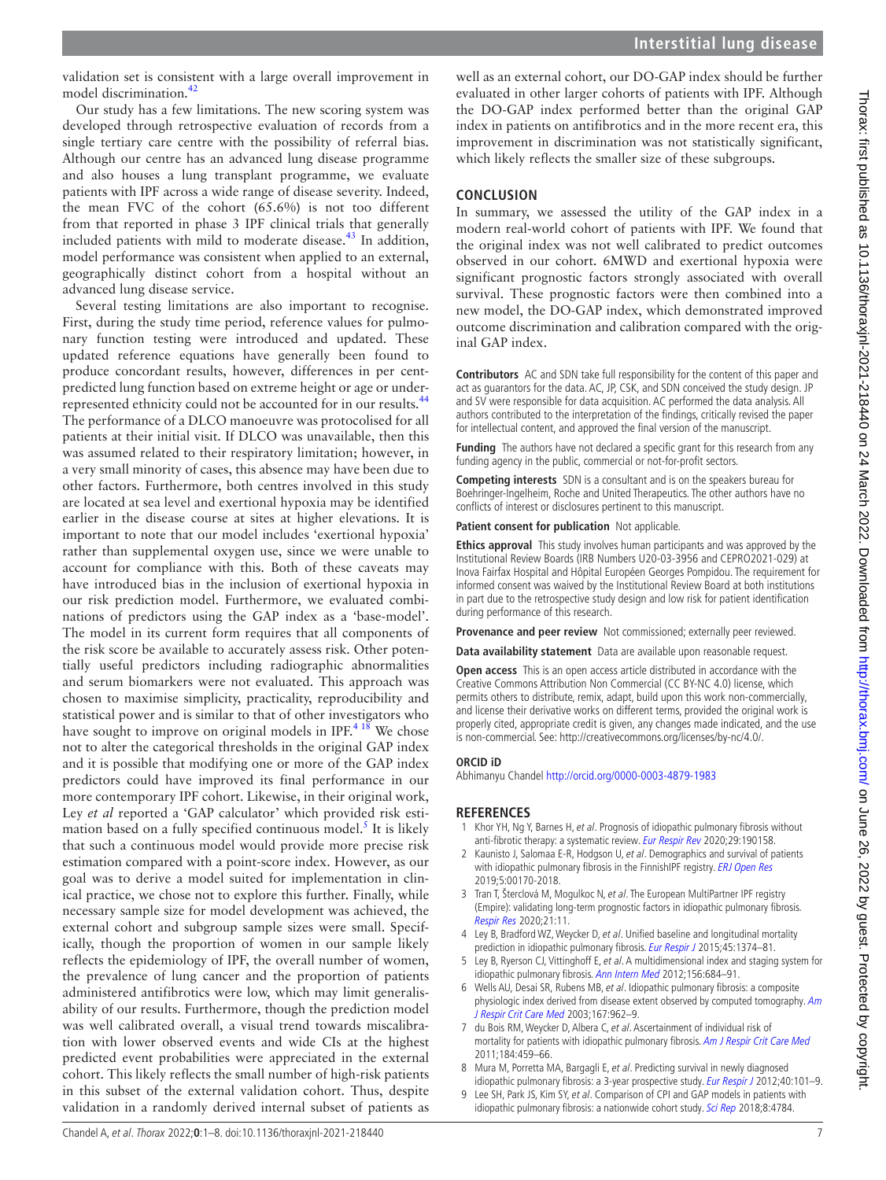validation set is consistent with a large overall improvement in model discrimination.[42]

Our study has a few limitations. The new scoring system was developed through retrospective evaluation of records from a single tertiary care centre with the possibility of referral bias. Although our centre has an advanced lung disease programme and also houses a lung transplant programme, we evaluate patients with IPF across a wide range of disease severity. Indeed, the mean FVC of the cohort (65.6%) is not too different from that reported in phase 3 IPF clinical trials that generally included patients with mild to moderate disease.[43] In addition, model performance was consistent when applied to an external, geographically distinct cohort from a hospital without an advanced lung disease service.

Several testing limitations are also important to recognise. First, during the study time period, reference values for pulmonary function testing were introduced and updated. These updated reference equations have generally been found to produce concordant results, however, differences in per cent-predicted lung function based on extreme height or age or under-represented ethnicity could not be accounted for in our results.[44] The performance of a DLCO manoeuvre was protocolised for all patients at their initial visit. If DLCO was unavailable, then this was assumed related to their respiratory limitation; however, in a very small minority of cases, this absence may have been due to other factors. Furthermore, both centres involved in this study are located at sea level and exertional hypoxia may be identified earlier in the disease course at sites at higher elevations. It is important to note that our model includes 'exertional hypoxia' rather than supplemental oxygen use, since we were unable to account for compliance with this. Both of these caveats may have introduced bias in the inclusion of exertional hypoxia in our risk prediction model. Furthermore, we evaluated combinations of predictors using the GAP index as a 'base-model'. The model in its current form requires that all components of the risk score be available to accurately assess risk. Other potentially useful predictors including radiographic abnormalities and serum biomarkers were not evaluated. This approach was chosen to maximise simplicity, practicality, reproducibility and statistical power and is similar to that of other investigators who have sought to improve on original models in IPF.[4 18] We chose not to alter the categorical thresholds in the original GAP index and it is possible that modifying one or more of the GAP index predictors could have improved its final performance in our more contemporary IPF cohort. Likewise, in their original work, Ley *et al* reported a 'GAP calculator' which provided risk estimation based on a fully specified continuous model.[5] It is likely that such a continuous model would provide more precise risk estimation compared with a point-score index. However, as our goal was to derive a model suited for implementation in clinical practice, we chose not to explore this further. Finally, while necessary sample size for model development was achieved, the external cohort and subgroup sample sizes were small. Specifically, though the proportion of women in our sample likely reflects the epidemiology of IPF, the overall number of women, the prevalence of lung cancer and the proportion of patients administered antifibrotics were low, which may limit generalisability of our results. Furthermore, though the prediction model was well calibrated overall, a visual trend towards miscalibration with lower observed events and wide CIs at the highest predicted event probabilities were appreciated in the external cohort. This likely reflects the small number of high-risk patients in this subset of the external validation cohort. Thus, despite validation in a randomly derived internal subset of patients as well as an external cohort, our DO-GAP index should be further evaluated in other larger cohorts of patients with IPF. Although the DO-GAP index performed better than the original GAP index in patients on antifibrotics and in the more recent era, this improvement in discrimination was not statistically significant, which likely reflects the smaller size of these subgroups.

## CONCLUSION

In summary, we assessed the utility of the GAP index in a modern real-world cohort of patients with IPF. We found that the original index was not well calibrated to predict outcomes observed in our cohort. 6MWD and exertional hypoxia were significant prognostic factors strongly associated with overall survival. These prognostic factors were then combined into a new model, the DO-GAP index, which demonstrated improved outcome discrimination and calibration compared with the original GAP index.

**Contributors** AC and SDN take full responsibility for the content of this paper and act as guarantors for the data. AC, JP, CSK, and SDN conceived the study design. JP and SV were responsible for data acquisition. AC performed the data analysis. All authors contributed to the interpretation of the findings, critically revised the paper for intellectual content, and approved the final version of the manuscript.

**Funding** The authors have not declared a specific grant for this research from any funding agency in the public, commercial or not-for-profit sectors.

**Competing interests** SDN is a consultant and is on the speakers bureau for Boehringer-Ingelheim, Roche and United Therapeutics. The other authors have no conflicts of interest or disclosures pertinent to this manuscript.

**Patient consent for publication** Not applicable.

**Ethics approval** This study involves human participants and was approved by the Institutional Review Boards (IRB Numbers U20-03-3956 and CEPRO2021-029) at Inova Fairfax Hospital and Hôpital Européen Georges Pompidou. The requirement for informed consent was waived by the Institutional Review Board at both institutions in part due to the retrospective study design and low risk for patient identification during performance of this research.

**Provenance and peer review** Not commissioned; externally peer reviewed.

**Data availability statement** Data are available upon reasonable request.

**Open access** This is an open access article distributed in accordance with the Creative Commons Attribution Non Commercial (CC BY-NC 4.0) license, which permits others to distribute, remix, adapt, build upon this work non-commercially, and license their derivative works on different terms, provided the original work is properly cited, appropriate credit is given, any changes made indicated, and the use is non-commercial. See: http://creativecommons.org/licenses/by-nc/4.0/.

### ORCID iD

Abhimanyu Chandel http://orcid.org/0000-0003-4879-1983

## REFERENCES

1. Khor YH, Ng Y, Barnes H, *et al*. Prognosis of idiopathic pulmonary fibrosis without anti-fibrotic therapy: a systematic review. *Eur Respir Rev* 2020;29:190158.
2. Kaunisto J, Salomaa E-R, Hodgson U, *et al*. Demographics and survival of patients with idiopathic pulmonary fibrosis in the FinnishIPF registry. *ERJ Open Res* 2019;5:00170-2018.
3. Tran T, Šterclová M, Mogulkoc N, *et al*. The European MultiPartner IPF registry (Empire): validating long-term prognostic factors in idiopathic pulmonary fibrosis. *Respir Res* 2020;21:11.
4. Ley B, Bradford WZ, Weycker D, *et al*. Unified baseline and longitudinal mortality prediction in idiopathic pulmonary fibrosis. *Eur Respir J* 2015;45:1374–81.
5. Ley B, Ryerson CJ, Vittinghoff E, *et al*. A multidimensional index and staging system for idiopathic pulmonary fibrosis. *Ann Intern Med* 2012;156:684–91.
6. Wells AU, Desai SR, Rubens MB, *et al*. Idiopathic pulmonary fibrosis: a composite physiologic index derived from disease extent observed by computed tomography. *Am J Respir Crit Care Med* 2003;167:962–9.
7. du Bois RM, Weycker D, Albera C, *et al*. Ascertainment of individual risk of mortality for patients with idiopathic pulmonary fibrosis. *Am J Respir Crit Care Med* 2011;184:459–66.
8. Mura M, Porretta MA, Bargagli E, *et al*. Predicting survival in newly diagnosed idiopathic pulmonary fibrosis: a 3-year prospective study. *Eur Respir J* 2012;40:101–9.
9. Lee SH, Park JS, Kim SY, *et al*. Comparison of CPI and GAP models in patients with idiopathic pulmonary fibrosis: a nationwide cohort study. *Sci Rep* 2018;8:4784.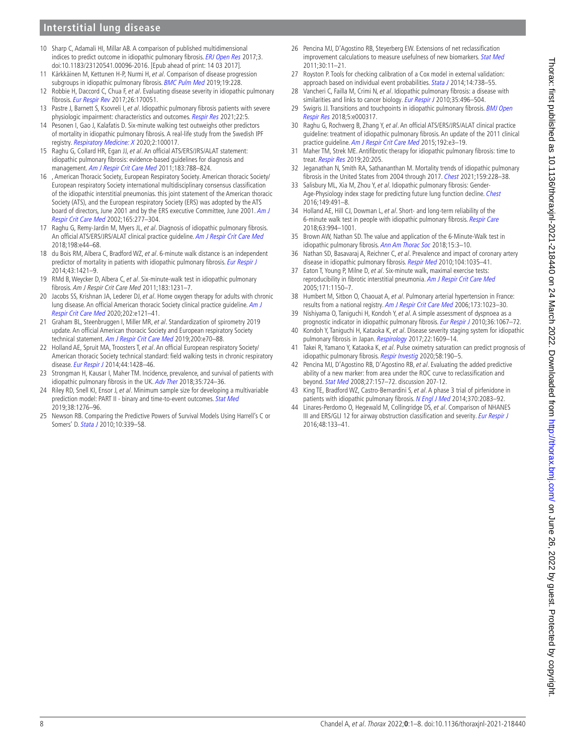10 Sharp C, Adamali HI, Millar AB. A comparison of published multidimensional indices to predict outcome in idiopathic pulmonary fibrosis. *ERJ Open Res* 2017;3. doi:10.1183/23120541.00096-2016. [Epub ahead of print: 14 03 2017].
11 Kärkkäinen M, Kettunen H-P, Nurmi H, *et al*. Comparison of disease progression subgroups in idiopathic pulmonary fibrosis. *BMC Pulm Med* 2019;19:228.
12 Robbie H, Daccord C, Chua F, *et al*. Evaluating disease severity in idiopathic pulmonary fibrosis. *Eur Respir Rev* 2017;26:170051.
13 Pastre J, Barnett S, Ksovreli I, *et al*. Idiopathic pulmonary fibrosis patients with severe physiologic impairment: characteristics and outcomes. *Respir Res* 2021;22:5.
14 Pesonen I, Gao J, Kalafatis D. Six-minute walking test outweighs other predictors of mortality in idiopathic pulmonary fibrosis. A real-life study from the Swedish IPF registry. *Respiratory Medicine: X* 2020;2:100017.
15 Raghu G, Collard HR, Egan JJ, *et al*. An official ATS/ERS/JRS/ALAT statement: idiopathic pulmonary fibrosis: evidence-based guidelines for diagnosis and management. *Am J Respir Crit Care Med* 2011;183:788–824.
16 , American Thoracic Society, European Respiratory Society. American thoracic Society/European respiratory Society international multidisciplinary consensus classification of the idiopathic interstitial pneumonias. this joint statement of the American thoracic Society (ATS), and the European respiratory Society (ERS) was adopted by the ATS board of directors, June 2001 and by the ERS executive Committee, June 2001. *Am J Respir Crit Care Med* 2002;165:277–304.
17 Raghu G, Remy-Jardin M, Myers JL, *et al*. Diagnosis of idiopathic pulmonary fibrosis. An official ATS/ERS/JRS/ALAT clinical practice guideline. *Am J Respir Crit Care Med* 2018;198:e44–68.
18 du Bois RM, Albera C, Bradford WZ, *et al*. 6-minute walk distance is an independent predictor of mortality in patients with idiopathic pulmonary fibrosis. *Eur Respir J* 2014;43:1421–9.
19 RMd B, Weycker D, Albera C, *et al*. Six-minute-walk test in idiopathic pulmonary fibrosis. *Am J Respir Crit Care Med* 2011;183:1231–7.
20 Jacobs SS, Krishnan JA, Lederer DJ, *et al*. Home oxygen therapy for adults with chronic lung disease. An official American thoracic Society clinical practice guideline. *Am J Respir Crit Care Med* 2020;202:e121–41.
21 Graham BL, Steenbruggen I, Miller MR, *et al*. Standardization of spirometry 2019 update. An official American thoracic Society and European respiratory Society technical statement. *Am J Respir Crit Care Med* 2019;200:e70–88.
22 Holland AE, Spruit MA, Troosters T, *et al*. An official European respiratory Society/American thoracic Society technical standard: field walking tests in chronic respiratory disease. *Eur Respir J* 2014;44:1428–46.
23 Strongman H, Kausar I, Maher TM. Incidence, prevalence, and survival of patients with idiopathic pulmonary fibrosis in the UK. *Adv Ther* 2018;35:724–36.
24 Riley RD, Snell KI, Ensor J, *et al*. Minimum sample size for developing a multivariable prediction model: PART II - binary and time-to-event outcomes. *Stat Med* 2019;38:1276–96.
25 Newson RB. Comparing the Predictive Powers of Survival Models Using Harrell's C or Somers' D. *Stata J* 2010;10:339–58.
26 Pencina MJ, D'Agostino RB, Steyerberg EW. Extensions of net reclassification improvement calculations to measure usefulness of new biomarkers. *Stat Med* 2011;30:11–21.
27 Royston P. Tools for checking calibration of a Cox model in external validation: approach based on individual event probabilities. *Stata J* 2014;14:738–55.
28 Vancheri C, Failla M, Crimi N, *et al*. Idiopathic pulmonary fibrosis: a disease with similarities and links to cancer biology. *Eur Respir J* 2010;35:496–504.
29 Swigris JJ. Transitions and touchpoints in idiopathic pulmonary fibrosis. *BMJ Open Respir Res* 2018;5:e000317.
30 Raghu G, Rochwerg B, Zhang Y, *et al*. An official ATS/ERS/JRS/ALAT clinical practice guideline: treatment of idiopathic pulmonary fibrosis. An update of the 2011 clinical practice guideline. *Am J Respir Crit Care Med* 2015;192:e3–19.
31 Maher TM, Strek ME. Antifibrotic therapy for idiopathic pulmonary fibrosis: time to treat. *Respir Res* 2019;20:205.
32 Jeganathan N, Smith RA, Sathananthan M. Mortality trends of idiopathic pulmonary fibrosis in the United States from 2004 through 2017. *Chest* 2021;159:228–38.
33 Salisbury ML, Xia M, Zhou Y, *et al*. Idiopathic pulmonary fibrosis: Gender-Age-Physiology index stage for predicting future lung function decline. *Chest* 2016;149:491–8.
34 Holland AE, Hill CJ, Dowman L, *et al*. Short- and long-term reliability of the 6-minute walk test in people with idiopathic pulmonary fibrosis. *Respir Care* 2018;63:994–1001.
35 Brown AW, Nathan SD. The value and application of the 6-Minute-Walk test in idiopathic pulmonary fibrosis. *Ann Am Thorac Soc* 2018;15:3–10.
36 Nathan SD, Basavaraj A, Reichner C, *et al*. Prevalence and impact of coronary artery disease in idiopathic pulmonary fibrosis. *Respir Med* 2010;104:1035–41.
37 Eaton T, Young P, Milne D, *et al*. Six-minute walk, maximal exercise tests: reproducibility in fibrotic interstitial pneumonia. *Am J Respir Crit Care Med* 2005;171:1150–7.
38 Humbert M, Sitbon O, Chaouat A, *et al*. Pulmonary arterial hypertension in France: results from a national registry. *Am J Respir Crit Care Med* 2006;173:1023–30.
39 Nishiyama O, Taniguchi H, Kondoh Y, *et al*. A simple assessment of dyspnoea as a prognostic indicator in idiopathic pulmonary fibrosis. *Eur Respir J* 2010;36:1067–72.
40 Kondoh Y, Taniguchi H, Kataoka K, *et al*. Disease severity staging system for idiopathic pulmonary fibrosis in Japan. *Respirology* 2017;22:1609–14.
41 Takei R, Yamano Y, Kataoka K, *et al*. Pulse oximetry saturation can predict prognosis of idiopathic pulmonary fibrosis. *Respir Investig* 2020;58:190–5.
42 Pencina MJ, D'Agostino RB, D'Agostino RB, *et al*. Evaluating the added predictive ability of a new marker: from area under the ROC curve to reclassification and beyond. *Stat Med* 2008;27:157–72. discussion 207-12.
43 King TE, Bradford WZ, Castro-Bernardini S, *et al*. A phase 3 trial of pirfenidone in patients with idiopathic pulmonary fibrosis. *N Engl J Med* 2014;370:2083–92.
44 Linares-Perdomo O, Hegewald M, Collingridge DS, *et al*. Comparison of NHANES III and ERS/GLI 12 for airway obstruction classification and severity. *Eur Respir J* 2016;48:133–41.